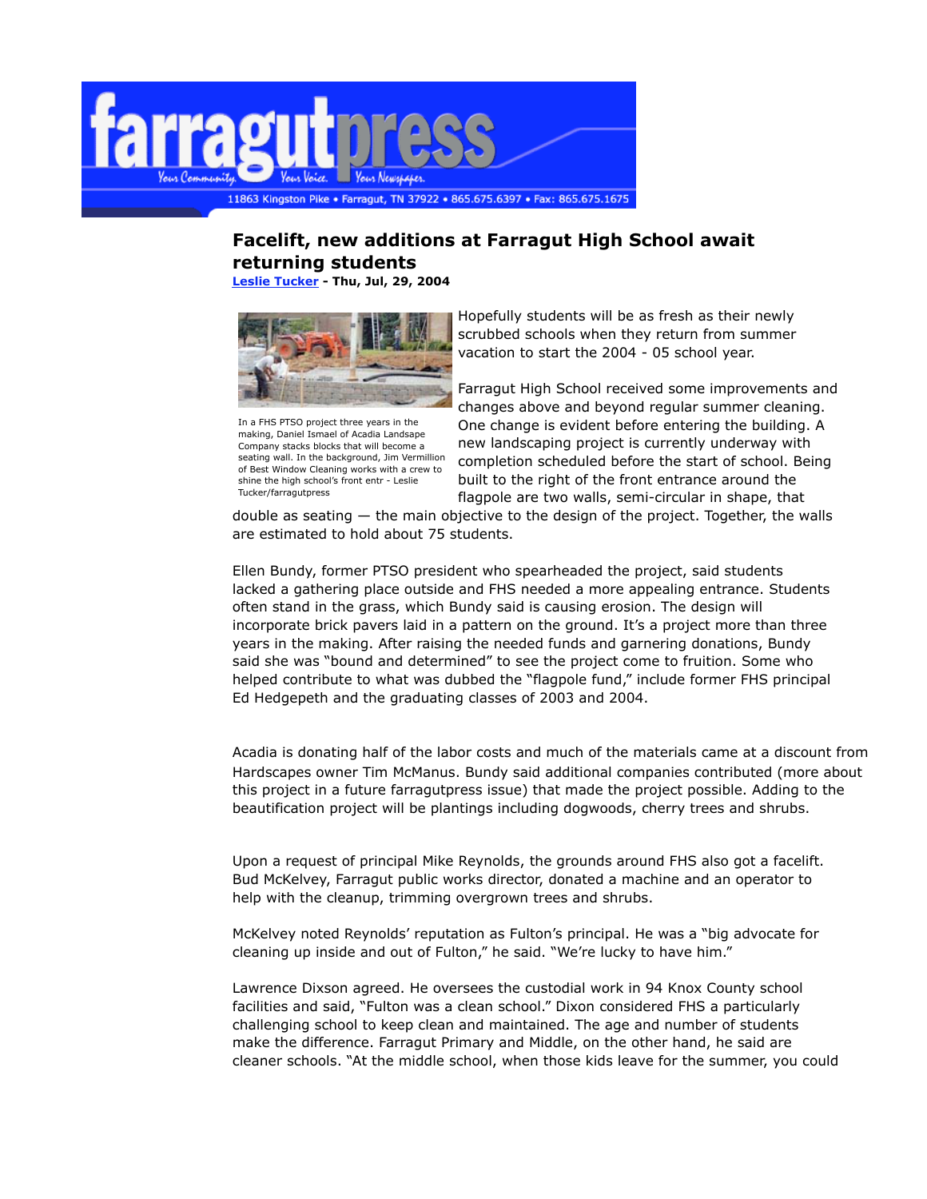# Facelift, new additions at Farragut High School await returning students

**Leslie Tucker - Thu, Jul, 29, 2004**

In a FHS PTSO project three years in the making, Daniel Ismael of Acadia Landsape Company stacks blocks that will become a seating wall. In the background, Jim Vermillion of Best Window Cleaning works with a crew to shine the high school's front entr - Leslie Tucker/farragutpress

Hopefully students will be as fresh as their newly scrubbed schools when they return from summer vacation to start the 2004 - 05 school year.

Farragut High School received some improvements and changes above and beyond regular summer cleaning. One change is evident before entering the building. A new landscaping project is currently underway with completion scheduled before the start of school. Being built to the right of the front entrance around the flagpole are two walls, semi-circular in shape, that double as seating — the main objective to the design of the project. Together, the walls are estimated to hold about 75 students.

Ellen Bundy, former PTSO president who spearheaded the project, said students lacked a gathering place outside and FHS needed a more appealing entrance. Students often stand in the grass, which Bundy said is causing erosion. The design will incorporate brick pavers laid in a pattern on the ground. It's a project more than three years in the making. After raising the needed funds and garnering donations, Bundy said she was "bound and determined" to see the project come to fruition. Some who helped contribute to what was dubbed the "flagpole fund," include former FHS principal Ed Hedgepeth and the graduating classes of 2003 and 2004.

Acadia is donating half of the labor costs and much of the materials came at a discount from Hardscapes owner Tim McManus. Bundy said additional companies contributed (more about this project in a future farragutpress issue) that made the project possible. Adding to the beautification project will be plantings including dogwoods, cherry trees and shrubs.

Upon a request of principal Mike Reynolds, the grounds around FHS also got a facelift. Bud McKelvey, Farragut public works director, donated a machine and an operator to help with the cleanup, trimming overgrown trees and shrubs.

McKelvey noted Reynolds' reputation as Fulton's principal. He was a "big advocate for cleaning up inside and out of Fulton," he said. "We're lucky to have him."

Lawrence Dixson agreed. He oversees the custodial work in 94 Knox County school facilities and said, "Fulton was a clean school." Dixon considered FHS a particularly challenging school to keep clean and maintained. The age and number of students make the difference. Farragut Primary and Middle, on the other hand, he said are cleaner schools. "At the middle school, when those kids leave for the summer, you could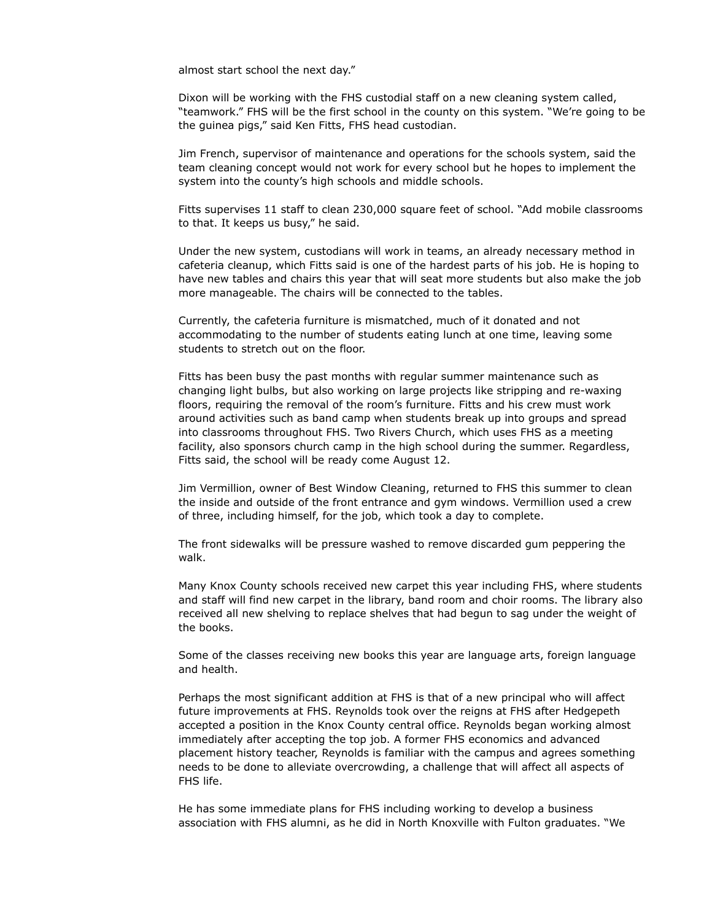almost start school the next day."

Dixon will be working with the FHS custodial staff on a new cleaning system called, "teamwork." FHS will be the first school in the county on this system. "We're going to be the guinea pigs," said Ken Fitts, FHS head custodian.

Jim French, supervisor of maintenance and operations for the schools system, said the team cleaning concept would not work for every school but he hopes to implement the system into the county's high schools and middle schools.

Fitts supervises 11 staff to clean 230,000 square feet of school. "Add mobile classrooms to that. It keeps us busy," he said.

Under the new system, custodians will work in teams, an already necessary method in cafeteria cleanup, which Fitts said is one of the hardest parts of his job. He is hoping to have new tables and chairs this year that will seat more students but also make the job more manageable. The chairs will be connected to the tables.

Currently, the cafeteria furniture is mismatched, much of it donated and not accommodating to the number of students eating lunch at one time, leaving some students to stretch out on the floor.

Fitts has been busy the past months with regular summer maintenance such as changing light bulbs, but also working on large projects like stripping and re-waxing floors, requiring the removal of the room's furniture. Fitts and his crew must work around activities such as band camp when students break up into groups and spread into classrooms throughout FHS. Two Rivers Church, which uses FHS as a meeting facility, also sponsors church camp in the high school during the summer. Regardless, Fitts said, the school will be ready come August 12.

Jim Vermillion, owner of Best Window Cleaning, returned to FHS this summer to clean the inside and outside of the front entrance and gym windows. Vermillion used a crew of three, including himself, for the job, which took a day to complete.

The front sidewalks will be pressure washed to remove discarded gum peppering the walk.

Many Knox County schools received new carpet this year including FHS, where students and staff will find new carpet in the library, band room and choir rooms. The library also received all new shelving to replace shelves that had begun to sag under the weight of the books.

Some of the classes receiving new books this year are language arts, foreign language and health.

Perhaps the most significant addition at FHS is that of a new principal who will affect future improvements at FHS. Reynolds took over the reigns at FHS after Hedgepeth accepted a position in the Knox County central office. Reynolds began working almost immediately after accepting the top job. A former FHS economics and advanced placement history teacher, Reynolds is familiar with the campus and agrees something needs to be done to alleviate overcrowding, a challenge that will affect all aspects of FHS life.

He has some immediate plans for FHS including working to develop a business association with FHS alumni, as he did in North Knoxville with Fulton graduates. "We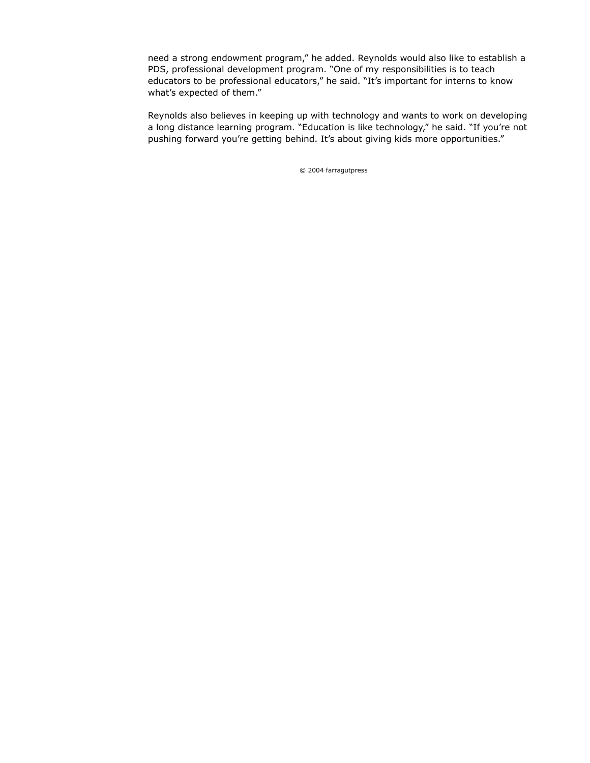need a strong endowment program," he added. Reynolds would also like to establish a PDS, professional development program. "One of my responsibilities is to teach educators to be professional educators," he said. "It's important for interns to know what's expected of them."

Reynolds also believes in keeping up with technology and wants to work on developing a long distance learning program. "Education is like technology," he said. "If you're not pushing forward you're getting behind. It's about giving kids more opportunities."

© 2004 farragutpress